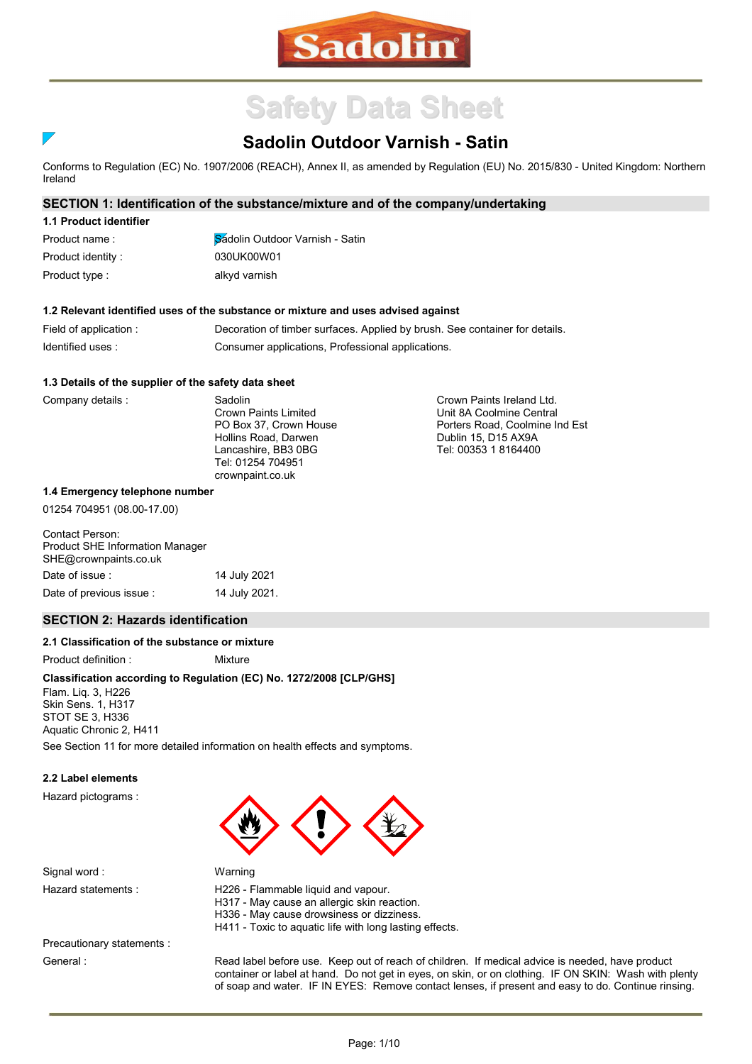# Safety Data Sheet

## Sadolin Outdoor Varnish - Satin

Conforms to Regulation (EC) No. 1907/2006 (REACH), Annex II, as amended by Regulation (EU) No. 2015/830 - United Kingdom: Northern Ireland

## SECTION 1: Identification of the substance/mixture and of the company/undertaking

### 1.1 Product identifier

| | |
|---|---|
| Product name : | Sadolin Outdoor Varnish - Satin |
| Product identity : | 030UK00W01 |
| Product type : | alkyd varnish |

### 1.2 Relevant identified uses of the substance or mixture and uses advised against

| | |
|---|---|
| Field of application : | Decoration of timber surfaces. Applied by brush. See container for details. |
| Identified uses : | Consumer applications, Professional applications. |

### 1.3 Details of the supplier of the safety data sheet

Company details :

Sadolin
Crown Paints Limited
PO Box 37, Crown House
Hollins Road, Darwen
Lancashire, BB3 0BG
Tel: 01254 704951
crownpaint.co.uk

Crown Paints Ireland Ltd.
Unit 8A Coolmine Central
Porters Road, Coolmine Ind Est
Dublin 15, D15 AX9A
Tel: 00353 1 8164400

### 1.4 Emergency telephone number

01254 704951 (08.00-17.00)

Contact Person:
Product SHE Information Manager
SHE@crownpaints.co.uk

| | |
|---|---|
| Date of issue : | 14 July 2021 |
| Date of previous issue : | 14 July 2021. |

## SECTION 2: Hazards identification

### 2.1 Classification of the substance or mixture

Product definition : Mixture

**Classification according to Regulation (EC) No. 1272/2008 [CLP/GHS]**

Flam. Liq. 3, H226
Skin Sens. 1, H317
STOT SE 3, H336
Aquatic Chronic 2, H411

See Section 11 for more detailed information on health effects and symptoms.

### 2.2 Label elements

Hazard pictograms :

Signal word : Warning

Hazard statements :

H226 - Flammable liquid and vapour.
H317 - May cause an allergic skin reaction.
H336 - May cause drowsiness or dizziness.
H411 - Toxic to aquatic life with long lasting effects.

Precautionary statements :

General : Read label before use. Keep out of reach of children. If medical advice is needed, have product container or label at hand. Do not get in eyes, on skin, or on clothing. IF ON SKIN: Wash with plenty of soap and water. IF IN EYES: Remove contact lenses, if present and easy to do. Continue rinsing.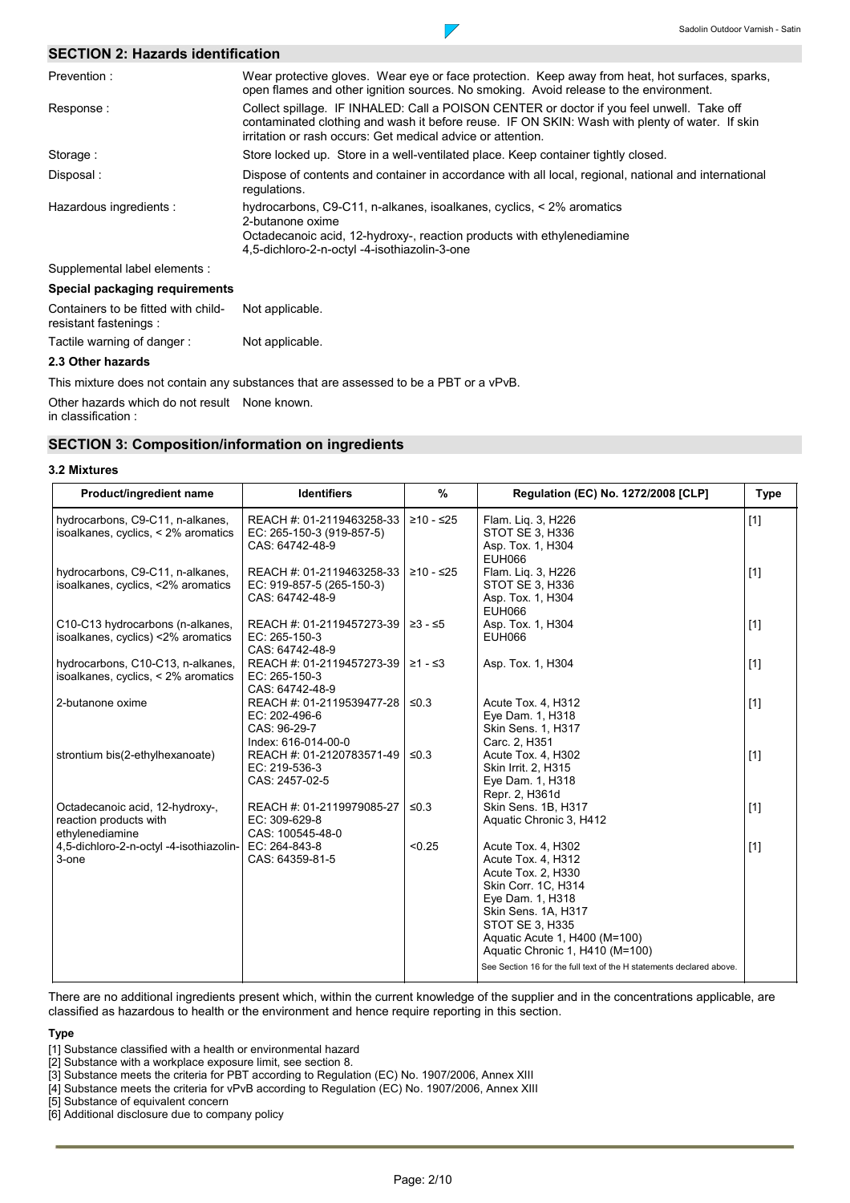## SECTION 2: Hazards identification

| | |
|---|---|
| Prevention : | Wear protective gloves. Wear eye or face protection. Keep away from heat, hot surfaces, sparks, open flames and other ignition sources. No smoking. Avoid release to the environment. |
| Response : | Collect spillage. IF INHALED: Call a POISON CENTER or doctor if you feel unwell. Take off contaminated clothing and wash it before reuse. IF ON SKIN: Wash with plenty of water. If skin irritation or rash occurs: Get medical advice or attention. |
| Storage : | Store locked up. Store in a well-ventilated place. Keep container tightly closed. |
| Disposal : | Dispose of contents and container in accordance with all local, regional, national and international regulations. |
| Hazardous ingredients : | hydrocarbons, C9-C11, n-alkanes, isoalkanes, cyclics, < 2% aromatics<br>2-butanone oxime<br>Octadecanoic acid, 12-hydroxy-, reaction products with ethylenediamine<br>4,5-dichloro-2-n-octyl -4-isothiazolin-3-one |
| Supplemental label elements : | |

**Special packaging requirements**

| | |
|---|---|
| Containers to be fitted with child-resistant fastenings : | Not applicable. |
| Tactile warning of danger : | Not applicable. |

**2.3 Other hazards**

This mixture does not contain any substances that are assessed to be a PBT or a vPvB.

Other hazards which do not result in classification : None known.

## SECTION 3: Composition/information on ingredients

**3.2 Mixtures**

| Product/ingredient name | Identifiers | % | Regulation (EC) No. 1272/2008 [CLP] | Type |
|---|---|---|---|---|
| hydrocarbons, C9-C11, n-alkanes, isoalkanes, cyclics, < 2% aromatics | REACH #: 01-2119463258-33<br>EC: 265-150-3 (919-857-5)<br>CAS: 64742-48-9 | ≥10 - ≤25 | Flam. Liq. 3, H226<br>STOT SE 3, H336<br>Asp. Tox. 1, H304<br>EUH066 | [1] |
| hydrocarbons, C9-C11, n-alkanes, isoalkanes, cyclics, <2% aromatics | REACH #: 01-2119463258-33<br>EC: 919-857-5 (265-150-3)<br>CAS: 64742-48-9 | ≥10 - ≤25 | Flam. Liq. 3, H226<br>STOT SE 3, H336<br>Asp. Tox. 1, H304<br>EUH066 | [1] |
| C10-C13 hydrocarbons (n-alkanes, isoalkanes, cyclics) <2% aromatics | REACH #: 01-2119457273-39<br>EC: 265-150-3<br>CAS: 64742-48-9 | ≥3 - ≤5 | Asp. Tox. 1, H304<br>EUH066 | [1] |
| hydrocarbons, C10-C13, n-alkanes, isoalkanes, cyclics, < 2% aromatics | REACH #: 01-2119457273-39<br>EC: 265-150-3<br>CAS: 64742-48-9 | ≥1 - ≤3 | Asp. Tox. 1, H304 | [1] |
| 2-butanone oxime | REACH #: 01-2119539477-28<br>EC: 202-496-6<br>CAS: 96-29-7<br>Index: 616-014-00-0 | ≤0.3 | Acute Tox. 4, H312<br>Eye Dam. 1, H318<br>Skin Sens. 1, H317<br>Carc. 2, H351 | [1] |
| strontium bis(2-ethylhexanoate) | REACH #: 01-2120783571-49<br>EC: 219-536-3<br>CAS: 2457-02-5 | ≤0.3 | Acute Tox. 4, H302<br>Skin Irrit. 2, H315<br>Eye Dam. 1, H318<br>Repr. 2, H361d | [1] |
| Octadecanoic acid, 12-hydroxy-, reaction products with ethylenediamine | REACH #: 01-2119979085-27<br>EC: 309-629-8<br>CAS: 100545-48-0 | ≤0.3 | Skin Sens. 1B, H317<br>Aquatic Chronic 3, H412 | [1] |
| 4,5-dichloro-2-n-octyl -4-isothiazolin-3-one | EC: 264-843-8<br>CAS: 64359-81-5 | <0.25 | Acute Tox. 4, H302<br>Acute Tox. 4, H312<br>Acute Tox. 2, H330<br>Skin Corr. 1C, H314<br>Eye Dam. 1, H318<br>Skin Sens. 1A, H317<br>STOT SE 3, H335<br>Aquatic Acute 1, H400 (M=100)<br>Aquatic Chronic 1, H410 (M=100)<br>See Section 16 for the full text of the H statements declared above. | [1] |

There are no additional ingredients present which, within the current knowledge of the supplier and in the concentrations applicable, are classified as hazardous to health or the environment and hence require reporting in this section.

**Type**

[1] Substance classified with a health or environmental hazard
[2] Substance with a workplace exposure limit, see section 8.
[3] Substance meets the criteria for PBT according to Regulation (EC) No. 1907/2006, Annex XIII
[4] Substance meets the criteria for vPvB according to Regulation (EC) No. 1907/2006, Annex XIII
[5] Substance of equivalent concern
[6] Additional disclosure due to company policy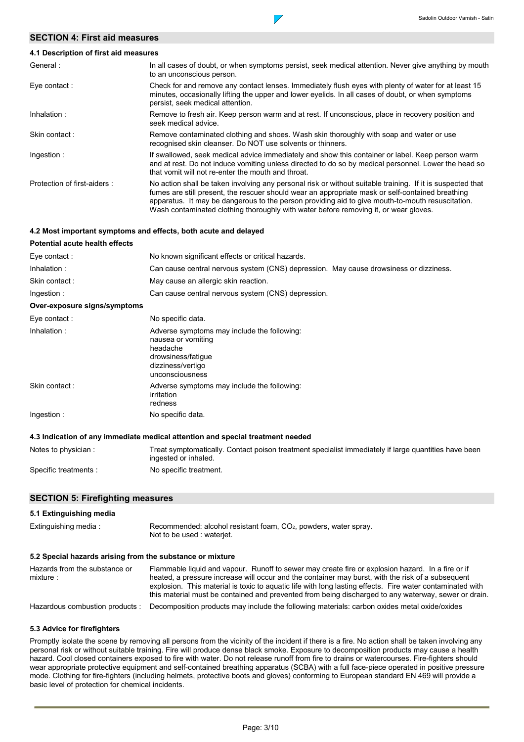## SECTION 4: First aid measures

### 4.1 Description of first aid measures

| | |
|---|---|
| General : | In all cases of doubt, or when symptoms persist, seek medical attention. Never give anything by mouth to an unconscious person. |
| Eye contact : | Check for and remove any contact lenses. Immediately flush eyes with plenty of water for at least 15 minutes, occasionally lifting the upper and lower eyelids. In all cases of doubt, or when symptoms persist, seek medical attention. |
| Inhalation : | Remove to fresh air. Keep person warm and at rest. If unconscious, place in recovery position and seek medical advice. |
| Skin contact : | Remove contaminated clothing and shoes. Wash skin thoroughly with soap and water or use recognised skin cleanser. Do NOT use solvents or thinners. |
| Ingestion : | If swallowed, seek medical advice immediately and show this container or label. Keep person warm and at rest. Do not induce vomiting unless directed to do so by medical personnel. Lower the head so that vomit will not re-enter the mouth and throat. |
| Protection of first-aiders : | No action shall be taken involving any personal risk or without suitable training. If it is suspected that fumes are still present, the rescuer should wear an appropriate mask or self-contained breathing apparatus. It may be dangerous to the person providing aid to give mouth-to-mouth resuscitation. Wash contaminated clothing thoroughly with water before removing it, or wear gloves. |

### 4.2 Most important symptoms and effects, both acute and delayed

**Potential acute health effects**

| | |
|---|---|
| Eye contact : | No known significant effects or critical hazards. |
| Inhalation : | Can cause central nervous system (CNS) depression. May cause drowsiness or dizziness. |
| Skin contact : | May cause an allergic skin reaction. |
| Ingestion : | Can cause central nervous system (CNS) depression. |

**Over-exposure signs/symptoms**

| | |
|---|---|
| Eye contact : | No specific data. |
| Inhalation : | Adverse symptoms may include the following:<br>nausea or vomiting<br>headache<br>drowsiness/fatigue<br>dizziness/vertigo<br>unconsciousness |
| Skin contact : | Adverse symptoms may include the following:<br>irritation<br>redness |
| Ingestion : | No specific data. |

### 4.3 Indication of any immediate medical attention and special treatment needed

| | |
|---|---|
| Notes to physician : | Treat symptomatically. Contact poison treatment specialist immediately if large quantities have been ingested or inhaled. |
| Specific treatments : | No specific treatment. |

## SECTION 5: Firefighting measures

### 5.1 Extinguishing media

| | |
|---|---|
| Extinguishing media : | Recommended: alcohol resistant foam, $CO_2$, powders, water spray.<br>Not to be used : waterjet. |

### 5.2 Special hazards arising from the substance or mixture

| | |
|---|---|
| Hazards from the substance or mixture : | Flammable liquid and vapour. Runoff to sewer may create fire or explosion hazard. In a fire or if heated, a pressure increase will occur and the container may burst, with the risk of a subsequent explosion. This material is toxic to aquatic life with long lasting effects. Fire water contaminated with this material must be contained and prevented from being discharged to any waterway, sewer or drain. |
| Hazardous combustion products : | Decomposition products may include the following materials: carbon oxides metal oxide/oxides |

### 5.3 Advice for firefighters

Promptly isolate the scene by removing all persons from the vicinity of the incident if there is a fire. No action shall be taken involving any personal risk or without suitable training. Fire will produce dense black smoke. Exposure to decomposition products may cause a health hazard. Cool closed containers exposed to fire with water. Do not release runoff from fire to drains or watercourses. Fire-fighters should wear appropriate protective equipment and self-contained breathing apparatus (SCBA) with a full face-piece operated in positive pressure mode. Clothing for fire-fighters (including helmets, protective boots and gloves) conforming to European standard EN 469 will provide a basic level of protection for chemical incidents.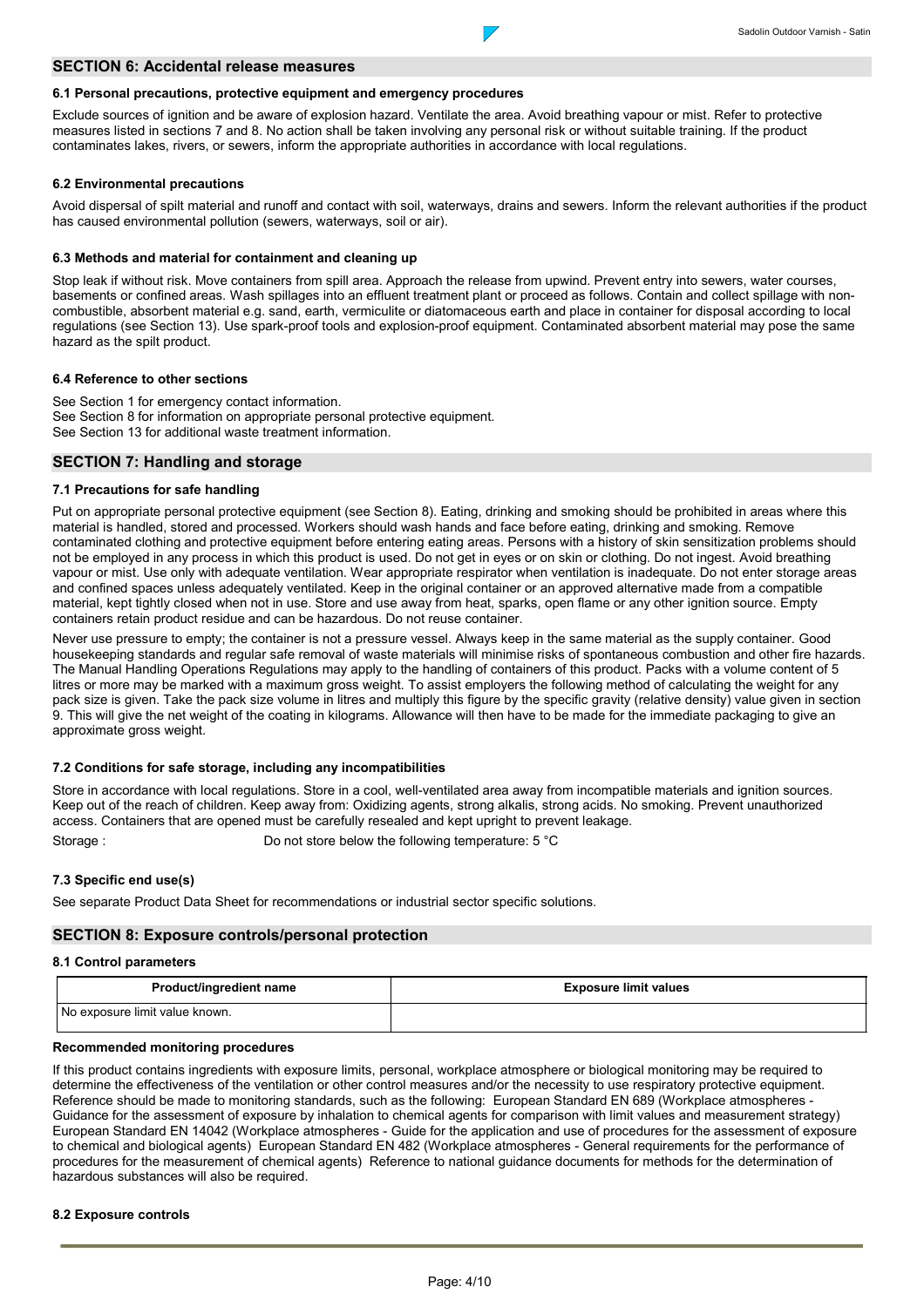## SECTION 6: Accidental release measures

### 6.1 Personal precautions, protective equipment and emergency procedures

Exclude sources of ignition and be aware of explosion hazard. Ventilate the area. Avoid breathing vapour or mist. Refer to protective measures listed in sections 7 and 8. No action shall be taken involving any personal risk or without suitable training. If the product contaminates lakes, rivers, or sewers, inform the appropriate authorities in accordance with local regulations.

### 6.2 Environmental precautions

Avoid dispersal of spilt material and runoff and contact with soil, waterways, drains and sewers. Inform the relevant authorities if the product has caused environmental pollution (sewers, waterways, soil or air).

### 6.3 Methods and material for containment and cleaning up

Stop leak if without risk. Move containers from spill area. Approach the release from upwind. Prevent entry into sewers, water courses, basements or confined areas. Wash spillages into an effluent treatment plant or proceed as follows. Contain and collect spillage with non-combustible, absorbent material e.g. sand, earth, vermiculite or diatomaceous earth and place in container for disposal according to local regulations (see Section 13). Use spark-proof tools and explosion-proof equipment. Contaminated absorbent material may pose the same hazard as the spilt product.

### 6.4 Reference to other sections

See Section 1 for emergency contact information.
See Section 8 for information on appropriate personal protective equipment.
See Section 13 for additional waste treatment information.

## SECTION 7: Handling and storage

### 7.1 Precautions for safe handling

Put on appropriate personal protective equipment (see Section 8). Eating, drinking and smoking should be prohibited in areas where this material is handled, stored and processed. Workers should wash hands and face before eating, drinking and smoking. Remove contaminated clothing and protective equipment before entering eating areas. Persons with a history of skin sensitization problems should not be employed in any process in which this product is used. Do not get in eyes or on skin or clothing. Do not ingest. Avoid breathing vapour or mist. Use only with adequate ventilation. Wear appropriate respirator when ventilation is inadequate. Do not enter storage areas and confined spaces unless adequately ventilated. Keep in the original container or an approved alternative made from a compatible material, kept tightly closed when not in use. Store and use away from heat, sparks, open flame or any other ignition source. Empty containers retain product residue and can be hazardous. Do not reuse container.

Never use pressure to empty; the container is not a pressure vessel. Always keep in the same material as the supply container. Good housekeeping standards and regular safe removal of waste materials will minimise risks of spontaneous combustion and other fire hazards. The Manual Handling Operations Regulations may apply to the handling of containers of this product. Packs with a volume content of 5 litres or more may be marked with a maximum gross weight. To assist employers the following method of calculating the weight for any pack size is given. Take the pack size volume in litres and multiply this figure by the specific gravity (relative density) value given in section 9. This will give the net weight of the coating in kilograms. Allowance will then have to be made for the immediate packaging to give an approximate gross weight.

### 7.2 Conditions for safe storage, including any incompatibilities

Store in accordance with local regulations. Store in a cool, well-ventilated area away from incompatible materials and ignition sources. Keep out of the reach of children. Keep away from: Oxidizing agents, strong alkalis, strong acids. No smoking. Prevent unauthorized access. Containers that are opened must be carefully resealed and kept upright to prevent leakage.

Storage : Do not store below the following temperature: 5 °C

### 7.3 Specific end use(s)

See separate Product Data Sheet for recommendations or industrial sector specific solutions.

## SECTION 8: Exposure controls/personal protection

### 8.1 Control parameters

| Product/ingredient name | Exposure limit values |
|---|---|
| No exposure limit value known. | |

**Recommended monitoring procedures**

If this product contains ingredients with exposure limits, personal, workplace atmosphere or biological monitoring may be required to determine the effectiveness of the ventilation or other control measures and/or the necessity to use respiratory protective equipment. Reference should be made to monitoring standards, such as the following: European Standard EN 689 (Workplace atmospheres - Guidance for the assessment of exposure by inhalation to chemical agents for comparison with limit values and measurement strategy) European Standard EN 14042 (Workplace atmospheres - Guide for the application and use of procedures for the assessment of exposure to chemical and biological agents) European Standard EN 482 (Workplace atmospheres - General requirements for the performance of procedures for the measurement of chemical agents) Reference to national guidance documents for methods for the determination of hazardous substances will also be required.

### 8.2 Exposure controls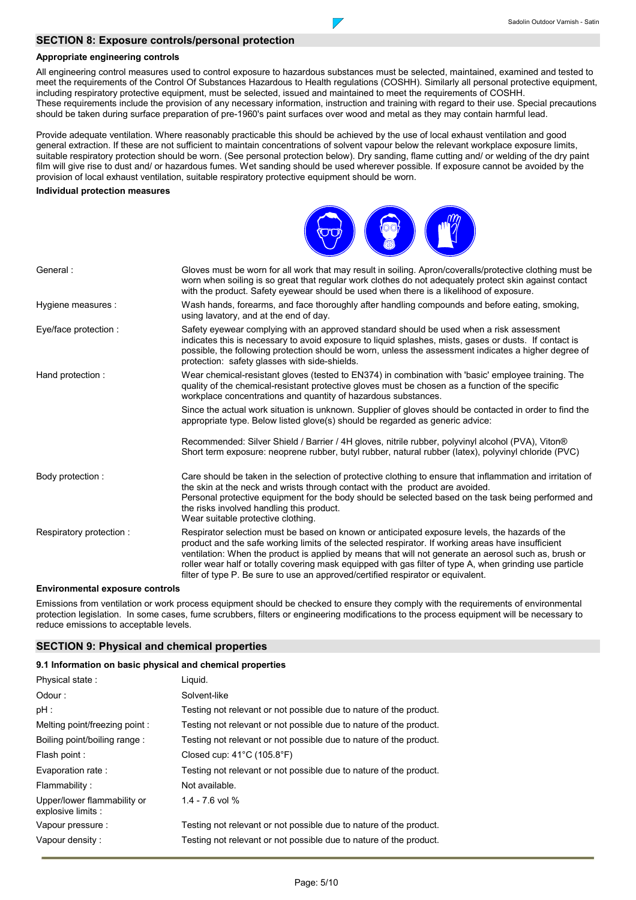## SECTION 8: Exposure controls/personal protection

**Appropriate engineering controls**

All engineering control measures used to control exposure to hazardous substances must be selected, maintained, examined and tested to meet the requirements of the Control Of Substances Hazardous to Health regulations (COSHH). Similarly all personal protective equipment, including respiratory protective equipment, must be selected, issued and maintained to meet the requirements of COSHH. These requirements include the provision of any necessary information, instruction and training with regard to their use. Special precautions should be taken during surface preparation of pre-1960's paint surfaces over wood and metal as they may contain harmful lead.

Provide adequate ventilation. Where reasonably practicable this should be achieved by the use of local exhaust ventilation and good general extraction. If these are not sufficient to maintain concentrations of solvent vapour below the relevant workplace exposure limits, suitable respiratory protection should be worn. (See personal protection below). Dry sanding, flame cutting and/ or welding of the dry paint film will give rise to dust and/ or hazardous fumes. Wet sanding should be used wherever possible. If exposure cannot be avoided by the provision of local exhaust ventilation, suitable respiratory protective equipment should be worn.

**Individual protection measures**

| | |
|---|---|
| General : | Gloves must be worn for all work that may result in soiling. Apron/coveralls/protective clothing must be worn when soiling is so great that regular work clothes do not adequately protect skin against contact with the product. Safety eyewear should be used when there is a likelihood of exposure. |
| Hygiene measures : | Wash hands, forearms, and face thoroughly after handling compounds and before eating, smoking, using lavatory, and at the end of day. |
| Eye/face protection : | Safety eyewear complying with an approved standard should be used when a risk assessment indicates this is necessary to avoid exposure to liquid splashes, mists, gases or dusts. If contact is possible, the following protection should be worn, unless the assessment indicates a higher degree of protection: safety glasses with side-shields. |
| Hand protection : | Wear chemical-resistant gloves (tested to EN374) in combination with 'basic' employee training. The quality of the chemical-resistant protective gloves must be chosen as a function of the specific workplace concentrations and quantity of hazardous substances. Since the actual work situation is unknown. Supplier of gloves should be contacted in order to find the appropriate type. Below listed glove(s) should be regarded as generic advice: Recommended: Silver Shield / Barrier / 4H gloves, nitrile rubber, polyvinyl alcohol (PVA), Viton® Short term exposure: neoprene rubber, butyl rubber, natural rubber (latex), polyvinyl chloride (PVC) |
| Body protection : | Care should be taken in the selection of protective clothing to ensure that inflammation and irritation of the skin at the neck and wrists through contact with the product are avoided. Personal protective equipment for the body should be selected based on the task being performed and the risks involved handling this product. Wear suitable protective clothing. |
| Respiratory protection : | Respirator selection must be based on known or anticipated exposure levels, the hazards of the product and the safe working limits of the selected respirator. If working areas have insufficient ventilation: When the product is applied by means that will not generate an aerosol such as, brush or roller wear half or totally covering mask equipped with gas filter of type A, when grinding use particle filter of type P. Be sure to use an approved/certified respirator or equivalent. |

**Environmental exposure controls**

Emissions from ventilation or work process equipment should be checked to ensure they comply with the requirements of environmental protection legislation. In some cases, fume scrubbers, filters or engineering modifications to the process equipment will be necessary to reduce emissions to acceptable levels.

## SECTION 9: Physical and chemical properties

**9.1 Information on basic physical and chemical properties**

| | |
|---|---|
| Physical state : | Liquid. |
| Odour : | Solvent-like |
| pH : | Testing not relevant or not possible due to nature of the product. |
| Melting point/freezing point : | Testing not relevant or not possible due to nature of the product. |
| Boiling point/boiling range : | Testing not relevant or not possible due to nature of the product. |
| Flash point : | Closed cup: 41°C (105.8°F) |
| Evaporation rate : | Testing not relevant or not possible due to nature of the product. |
| Flammability : | Not available. |
| Upper/lower flammability or explosive limits : | 1.4 - 7.6 vol % |
| Vapour pressure : | Testing not relevant or not possible due to nature of the product. |
| Vapour density : | Testing not relevant or not possible due to nature of the product. |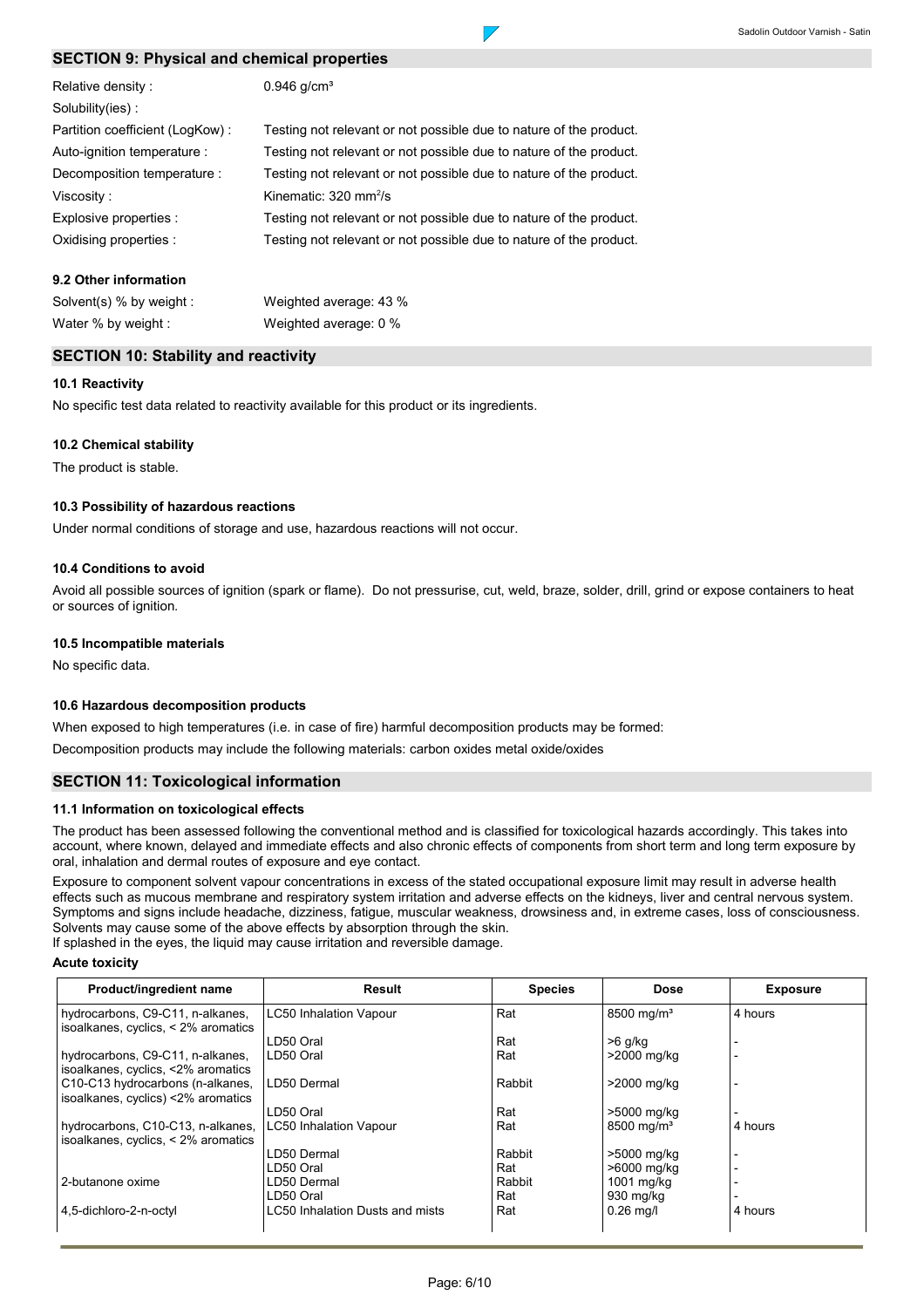## SECTION 9: Physical and chemical properties

| | |
|---|---|
| Relative density : | 0.946 g/cm³ |
| Solubility(ies) : | |
| Partition coefficient (LogKow) : | Testing not relevant or not possible due to nature of the product. |
| Auto-ignition temperature : | Testing not relevant or not possible due to nature of the product. |
| Decomposition temperature : | Testing not relevant or not possible due to nature of the product. |
| Viscosity : | Kinematic: 320 mm²/s |
| Explosive properties : | Testing not relevant or not possible due to nature of the product. |
| Oxidising properties : | Testing not relevant or not possible due to nature of the product. |

### 9.2 Other information

| | |
|---|---|
| Solvent(s) % by weight : | Weighted average: 43 % |
| Water % by weight : | Weighted average: 0 % |

## SECTION 10: Stability and reactivity

### 10.1 Reactivity

No specific test data related to reactivity available for this product or its ingredients.

### 10.2 Chemical stability

The product is stable.

### 10.3 Possibility of hazardous reactions

Under normal conditions of storage and use, hazardous reactions will not occur.

### 10.4 Conditions to avoid

Avoid all possible sources of ignition (spark or flame). Do not pressurise, cut, weld, braze, solder, drill, grind or expose containers to heat or sources of ignition.

### 10.5 Incompatible materials

No specific data.

### 10.6 Hazardous decomposition products

When exposed to high temperatures (i.e. in case of fire) harmful decomposition products may be formed:

Decomposition products may include the following materials: carbon oxides metal oxide/oxides

## SECTION 11: Toxicological information

### 11.1 Information on toxicological effects

The product has been assessed following the conventional method and is classified for toxicological hazards accordingly. This takes into account, where known, delayed and immediate effects and also chronic effects of components from short term and long term exposure by oral, inhalation and dermal routes of exposure and eye contact.

Exposure to component solvent vapour concentrations in excess of the stated occupational exposure limit may result in adverse health effects such as mucous membrane and respiratory system irritation and adverse effects on the kidneys, liver and central nervous system. Symptoms and signs include headache, dizziness, fatigue, muscular weakness, drowsiness and, in extreme cases, loss of consciousness. Solvents may cause some of the above effects by absorption through the skin.
If splashed in the eyes, the liquid may cause irritation and reversible damage.

**Acute toxicity**

| Product/ingredient name | Result | Species | Dose | Exposure |
|---|---|---|---|---|
| hydrocarbons, C9-C11, n-alkanes, isoalkanes, cyclics, < 2% aromatics | LC50 Inhalation Vapour | Rat | 8500 mg/m³ | 4 hours |
| | LD50 Oral | Rat | >6 g/kg | - |
| hydrocarbons, C9-C11, n-alkanes, isoalkanes, cyclics, <2% aromatics | LD50 Oral | Rat | >2000 mg/kg | - |
| C10-C13 hydrocarbons (n-alkanes, isoalkanes, cyclics) <2% aromatics | LD50 Dermal | Rabbit | >2000 mg/kg | - |
| | LD50 Oral | Rat | >5000 mg/kg | - |
| hydrocarbons, C10-C13, n-alkanes, isoalkanes, cyclics, < 2% aromatics | LC50 Inhalation Vapour | Rat | 8500 mg/m³ | 4 hours |
| | LD50 Dermal | Rabbit | >5000 mg/kg | - |
| | LD50 Oral | Rat | >6000 mg/kg | - |
| 2-butanone oxime | LD50 Dermal | Rabbit | 1001 mg/kg | - |
| | LD50 Oral | Rat | 930 mg/kg | - |
| 4,5-dichloro-2-n-octyl | LC50 Inhalation Dusts and mists | Rat | 0.26 mg/l | 4 hours |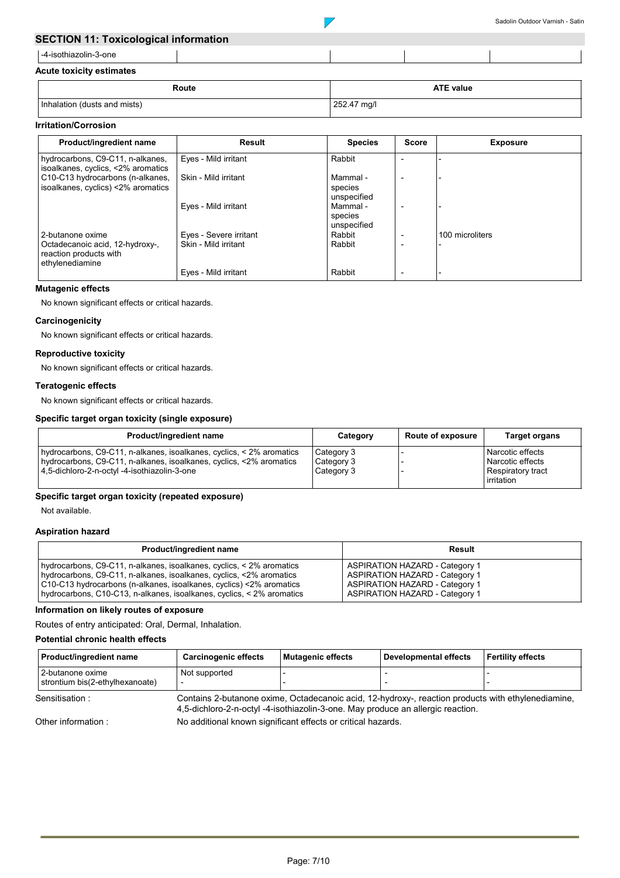## SECTION 11: Toxicological information

| -4-isothiazolin-3-one | | | | |
|---|---|---|---|---|

**Acute toxicity estimates**

| Route | ATE value |
|---|---|
| Inhalation (dusts and mists) | 252.47 mg/l |

**Irritation/Corrosion**

| Product/ingredient name | Result | Species | Score | Exposure |
|---|---|---|---|---|
| hydrocarbons, C9-C11, n-alkanes, isoalkanes, cyclics, <2% aromatics | Eyes - Mild irritant | Rabbit | - | - |
| C10-C13 hydrocarbons (n-alkanes, isoalkanes, cyclics) <2% aromatics | Skin - Mild irritant | Mammal - species unspecified | - | - |
| | Eyes - Mild irritant | Mammal - species unspecified | - | - |
| 2-butanone oxime | Eyes - Severe irritant | Rabbit | - | 100 microliters |
| Octadecanoic acid, 12-hydroxy-, reaction products with ethylenediamine | Skin - Mild irritant | Rabbit | - | - |
| | Eyes - Mild irritant | Rabbit | - | - |

**Mutagenic effects**

No known significant effects or critical hazards.

**Carcinogenicity**

No known significant effects or critical hazards.

**Reproductive toxicity**

No known significant effects or critical hazards.

**Teratogenic effects**

No known significant effects or critical hazards.

**Specific target organ toxicity (single exposure)**

| Product/ingredient name | Category | Route of exposure | Target organs |
|---|---|---|---|
| hydrocarbons, C9-C11, n-alkanes, isoalkanes, cyclics, < 2% aromatics | Category 3 | - | Narcotic effects |
| hydrocarbons, C9-C11, n-alkanes, isoalkanes, cyclics, <2% aromatics | Category 3 | - | Narcotic effects |
| 4,5-dichloro-2-n-octyl -4-isothiazolin-3-one | Category 3 | - | Respiratory tract irritation |

**Specific target organ toxicity (repeated exposure)**

Not available.

**Aspiration hazard**

| Product/ingredient name | Result |
|---|---|
| hydrocarbons, C9-C11, n-alkanes, isoalkanes, cyclics, < 2% aromatics | ASPIRATION HAZARD - Category 1 |
| hydrocarbons, C9-C11, n-alkanes, isoalkanes, cyclics, <2% aromatics | ASPIRATION HAZARD - Category 1 |
| C10-C13 hydrocarbons (n-alkanes, isoalkanes, cyclics) <2% aromatics | ASPIRATION HAZARD - Category 1 |
| hydrocarbons, C10-C13, n-alkanes, isoalkanes, cyclics, < 2% aromatics | ASPIRATION HAZARD - Category 1 |

**Information on likely routes of exposure**

Routes of entry anticipated: Oral, Dermal, Inhalation.

**Potential chronic health effects**

| Product/ingredient name | Carcinogenic effects | Mutagenic effects | Developmental effects | Fertility effects |
|---|---|---|---|---|
| 2-butanone oxime | Not supported | - | - | - |
| strontium bis(2-ethylhexanoate) | - | - | - | - |

Sensitisation : Contains 2-butanone oxime, Octadecanoic acid, 12-hydroxy-, reaction products with ethylenediamine, 4,5-dichloro-2-n-octyl -4-isothiazolin-3-one. May produce an allergic reaction.

Other information : No additional known significant effects or critical hazards.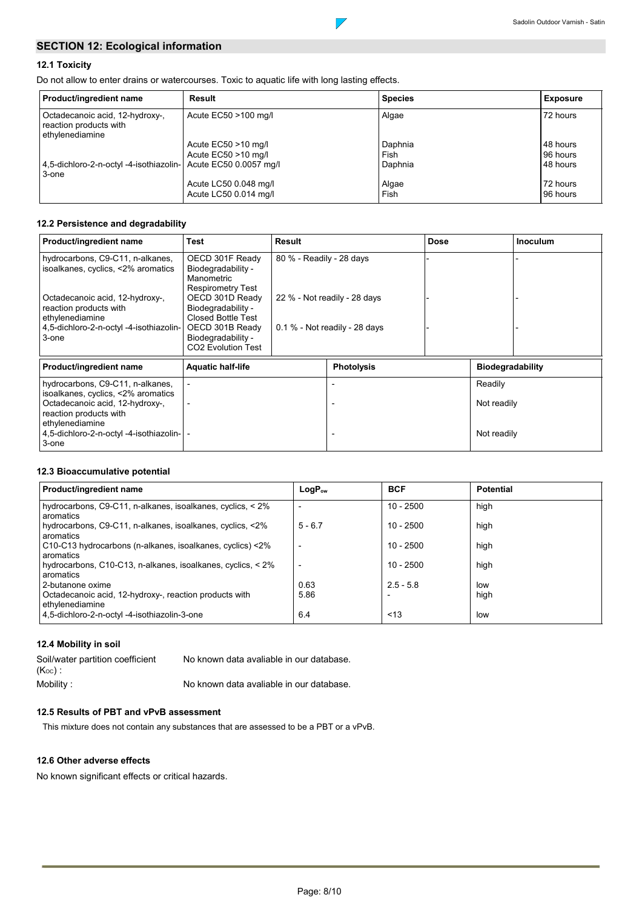## SECTION 12: Ecological information

### 12.1 Toxicity

Do not allow to enter drains or watercourses. Toxic to aquatic life with long lasting effects.

| Product/ingredient name | Result | Species | Exposure |
|---|---|---|---|
| Octadecanoic acid, 12-hydroxy-, reaction products with ethylenediamine | Acute EC50 >100 mg/l | Algae | 72 hours |
| | Acute EC50 >10 mg/l | Daphnia | 48 hours |
| | Acute EC50 >10 mg/l | Fish | 96 hours |
| 4,5-dichloro-2-n-octyl -4-isothiazolin-3-one | Acute EC50 0.0057 mg/l | Daphnia | 48 hours |
| | Acute LC50 0.048 mg/l | Algae | 72 hours |
| | Acute LC50 0.014 mg/l | Fish | 96 hours |

### 12.2 Persistence and degradability

| Product/ingredient name | Test | Result | Dose | Inoculum |
|---|---|---|---|---|
| hydrocarbons, C9-C11, n-alkanes, isoalkanes, cyclics, <2% aromatics | OECD 301F Ready Biodegradability - Manometric Respirometry Test | 80 % - Readily - 28 days | - | - |
| Octadecanoic acid, 12-hydroxy-, reaction products with ethylenediamine | OECD 301D Ready Biodegradability - Closed Bottle Test | 22 % - Not readily - 28 days | - | - |
| 4,5-dichloro-2-n-octyl -4-isothiazolin-3-one | OECD 301B Ready Biodegradability - $CO_2$ Evolution Test | 0.1 % - Not readily - 28 days | - | - |

| Product/ingredient name | Aquatic half-life | Photolysis | Biodegradability |
|---|---|---|---|
| hydrocarbons, C9-C11, n-alkanes, isoalkanes, cyclics, <2% aromatics | - | - | Readily |
| Octadecanoic acid, 12-hydroxy-, reaction products with ethylenediamine | - | - | Not readily |
| 4,5-dichloro-2-n-octyl -4-isothiazolin-3-one | - | - | Not readily |

### 12.3 Bioaccumulative potential

| Product/ingredient name | $LogP_{ow}$ | BCF | Potential |
|---|---|---|---|
| hydrocarbons, C9-C11, n-alkanes, isoalkanes, cyclics, < 2% aromatics | - | 10 - 2500 | high |
| hydrocarbons, C9-C11, n-alkanes, isoalkanes, cyclics, <2% aromatics | 5 - 6.7 | 10 - 2500 | high |
| C10-C13 hydrocarbons (n-alkanes, isoalkanes, cyclics) <2% aromatics | - | 10 - 2500 | high |
| hydrocarbons, C10-C13, n-alkanes, isoalkanes, cyclics, < 2% aromatics | - | 10 - 2500 | high |
| 2-butanone oxime | 0.63 | 2.5 - 5.8 | low |
| Octadecanoic acid, 12-hydroxy-, reaction products with ethylenediamine | 5.86 | - | high |
| 4,5-dichloro-2-n-octyl -4-isothiazolin-3-one | 6.4 | <13 | low |

### 12.4 Mobility in soil

Soil/water partition coefficient ($K_{OC}$) : No known data avaliable in our database.

Mobility : No known data avaliable in our database.

### 12.5 Results of PBT and vPvB assessment

This mixture does not contain any substances that are assessed to be a PBT or a vPvB.

### 12.6 Other adverse effects

No known significant effects or critical hazards.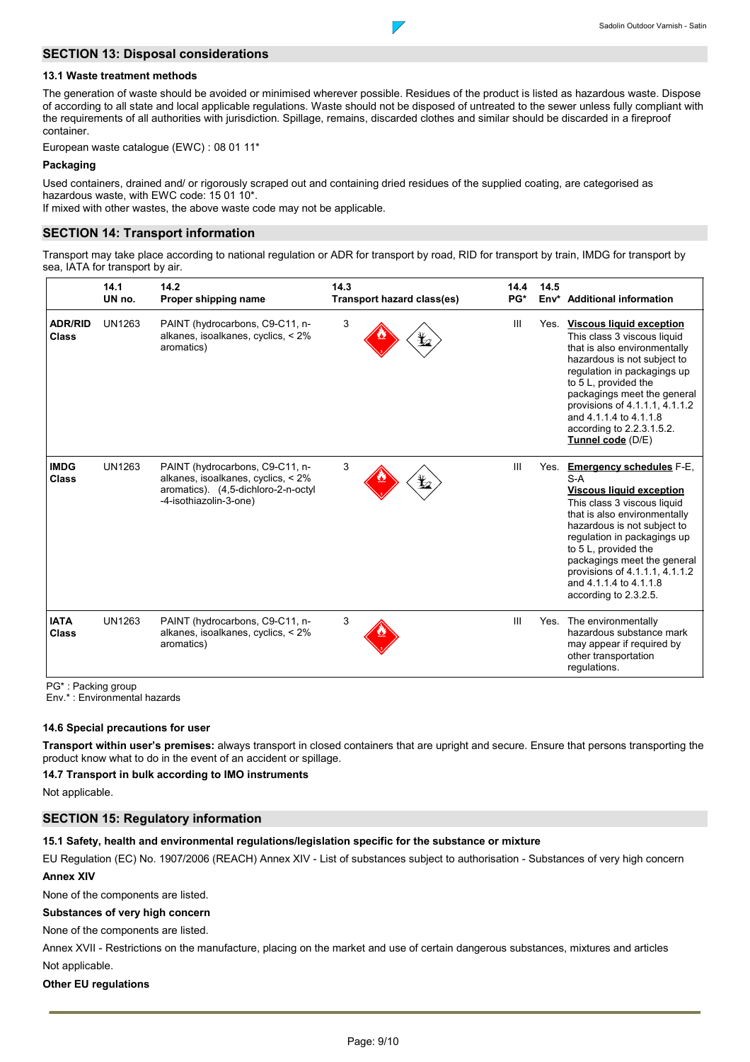## SECTION 13: Disposal considerations

### 13.1 Waste treatment methods

The generation of waste should be avoided or minimised wherever possible. Residues of the product is listed as hazardous waste. Dispose of according to all state and local applicable regulations. Waste should not be disposed of untreated to the sewer unless fully compliant with the requirements of all authorities with jurisdiction. Spillage, remains, discarded clothes and similar should be discarded in a fireproof container.

European waste catalogue (EWC) : 08 01 11*

**Packaging**

Used containers, drained and/ or rigorously scraped out and containing dried residues of the supplied coating, are categorised as hazardous waste, with EWC code: 15 01 10*.
If mixed with other wastes, the above waste code may not be applicable.

## SECTION 14: Transport information

Transport may take place according to national regulation or ADR for transport by road, RID for transport by train, IMDG for transport by sea, IATA for transport by air.

| | 14.1 UN no. | 14.2 Proper shipping name | 14.3 Transport hazard class(es) | 14.4 PG* | 14.5 Env* | Additional information |
|---|---|---|---|---|---|---|
| **ADR/RID Class** | UN1263 | PAINT (hydrocarbons, C9-C11, n-alkanes, isoalkanes, cyclics, < 2% aromatics) | 3 | III | Yes. | **Viscous liquid exception** This class 3 viscous liquid that is also environmentally hazardous is not subject to regulation in packagings up to 5 L, provided the packagings meet the general provisions of 4.1.1.1, 4.1.1.2 and 4.1.1.4 to 4.1.1.8 according to 2.2.3.1.5.2. **Tunnel code** (D/E) |
| **IMDG Class** | UN1263 | PAINT (hydrocarbons, C9-C11, n-alkanes, isoalkanes, cyclics, < 2% aromatics). (4,5-dichloro-2-n-octyl -4-isothiazolin-3-one) | 3 | III | Yes. | **Emergency schedules** F-E, S-A **Viscous liquid exception** This class 3 viscous liquid that is also environmentally hazardous is not subject to regulation in packagings up to 5 L, provided the packagings meet the general provisions of 4.1.1.1, 4.1.1.2 and 4.1.1.4 to 4.1.1.8 according to 2.3.2.5. |
| **IATA Class** | UN1263 | PAINT (hydrocarbons, C9-C11, n-alkanes, isoalkanes, cyclics, < 2% aromatics) | 3 | III | Yes. | The environmentally hazardous substance mark may appear if required by other transportation regulations. |

PG* : Packing group
Env.* : Environmental hazards

### 14.6 Special precautions for user

**Transport within user's premises:** always transport in closed containers that are upright and secure. Ensure that persons transporting the product know what to do in the event of an accident or spillage.

### 14.7 Transport in bulk according to IMO instruments

Not applicable.

## SECTION 15: Regulatory information

### 15.1 Safety, health and environmental regulations/legislation specific for the substance or mixture

EU Regulation (EC) No. 1907/2006 (REACH) Annex XIV - List of substances subject to authorisation - Substances of very high concern

**Annex XIV**

None of the components are listed.

**Substances of very high concern**

None of the components are listed.

Annex XVII - Restrictions on the manufacture, placing on the market and use of certain dangerous substances, mixtures and articles

Not applicable.

**Other EU regulations**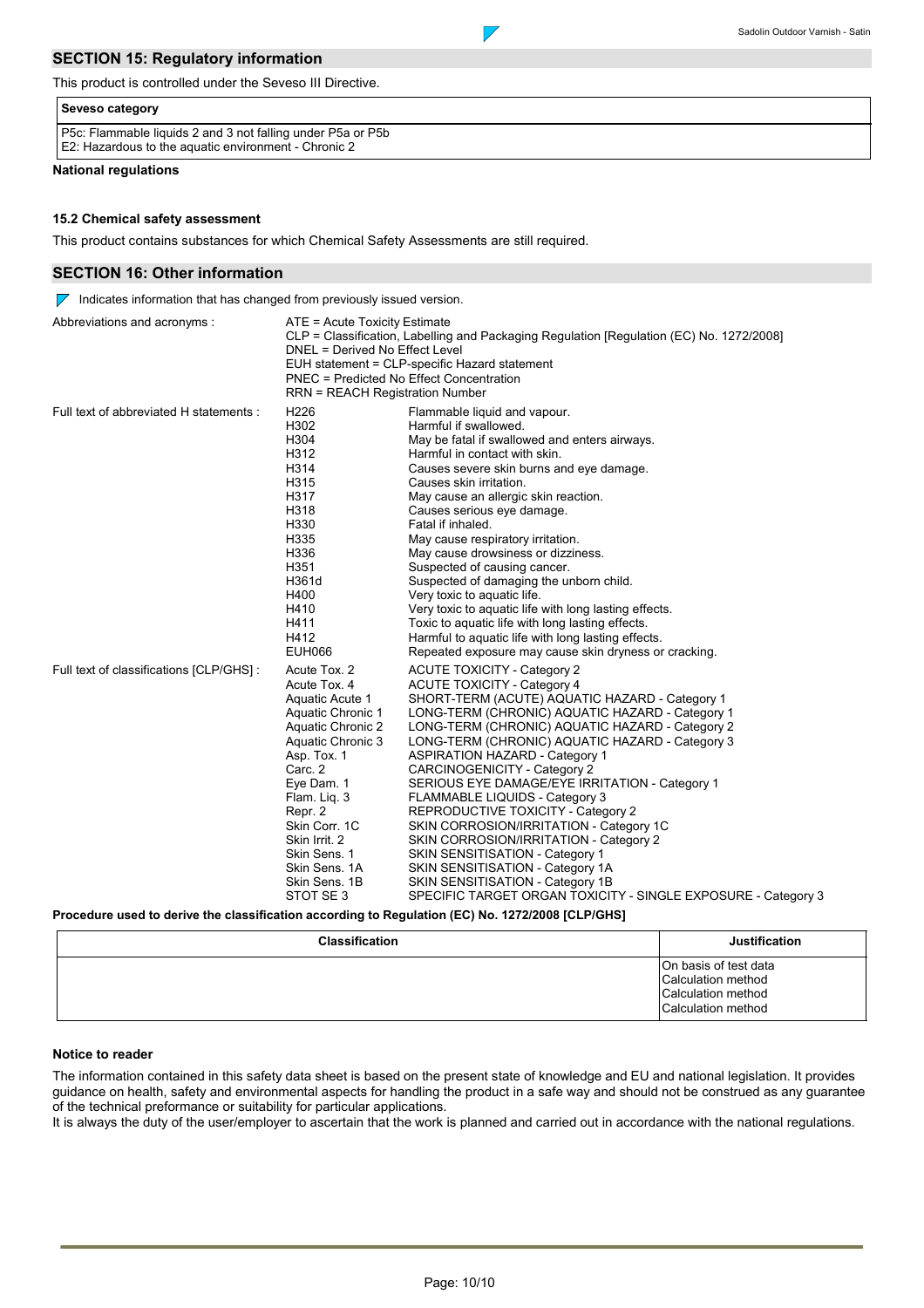## SECTION 15: Regulatory information

This product is controlled under the Seveso III Directive.

| Seveso category |
|---|
| P5c: Flammable liquids 2 and 3 not falling under P5a or P5b<br>E2: Hazardous to the aquatic environment - Chronic 2 |

**National regulations**

### 15.2 Chemical safety assessment

This product contains substances for which Chemical Safety Assessments are still required.

## SECTION 16: Other information

Indicates information that has changed from previously issued version.

Abbreviations and acronyms :

ATE = Acute Toxicity Estimate
CLP = Classification, Labelling and Packaging Regulation [Regulation (EC) No. 1272/2008]
DNEL = Derived No Effect Level
EUH statement = CLP-specific Hazard statement
PNEC = Predicted No Effect Concentration
RRN = REACH Registration Number

Full text of abbreviated H statements :

| | |
|---|---|
| H226 | Flammable liquid and vapour. |
| H302 | Harmful if swallowed. |
| H304 | May be fatal if swallowed and enters airways. |
| H312 | Harmful in contact with skin. |
| H314 | Causes severe skin burns and eye damage. |
| H315 | Causes skin irritation. |
| H317 | May cause an allergic skin reaction. |
| H318 | Causes serious eye damage. |
| H330 | Fatal if inhaled. |
| H335 | May cause respiratory irritation. |
| H336 | May cause drowsiness or dizziness. |
| H351 | Suspected of causing cancer. |
| H361d | Suspected of damaging the unborn child. |
| H400 | Very toxic to aquatic life. |
| H410 | Very toxic to aquatic life with long lasting effects. |
| H411 | Toxic to aquatic life with long lasting effects. |
| H412 | Harmful to aquatic life with long lasting effects. |
| EUH066 | Repeated exposure may cause skin dryness or cracking. |

Full text of classifications [CLP/GHS] :

| | |
|---|---|
| Acute Tox. 2 | ACUTE TOXICITY - Category 2 |
| Acute Tox. 4 | ACUTE TOXICITY - Category 4 |
| Aquatic Acute 1 | SHORT-TERM (ACUTE) AQUATIC HAZARD - Category 1 |
| Aquatic Chronic 1 | LONG-TERM (CHRONIC) AQUATIC HAZARD - Category 1 |
| Aquatic Chronic 2 | LONG-TERM (CHRONIC) AQUATIC HAZARD - Category 2 |
| Aquatic Chronic 3 | LONG-TERM (CHRONIC) AQUATIC HAZARD - Category 3 |
| Asp. Tox. 1 | ASPIRATION HAZARD - Category 1 |
| Carc. 2 | CARCINOGENICITY - Category 2 |
| Eye Dam. 1 | SERIOUS EYE DAMAGE/EYE IRRITATION - Category 1 |
| Flam. Liq. 3 | FLAMMABLE LIQUIDS - Category 3 |
| Repr. 2 | REPRODUCTIVE TOXICITY - Category 2 |
| Skin Corr. 1C | SKIN CORROSION/IRRITATION - Category 1C |
| Skin Irrit. 2 | SKIN CORROSION/IRRITATION - Category 2 |
| Skin Sens. 1 | SKIN SENSITISATION - Category 1 |
| Skin Sens. 1A | SKIN SENSITISATION - Category 1A |
| Skin Sens. 1B | SKIN SENSITISATION - Category 1B |
| STOT SE 3 | SPECIFIC TARGET ORGAN TOXICITY - SINGLE EXPOSURE - Category 3 |

**Procedure used to derive the classification according to Regulation (EC) No. 1272/2008 [CLP/GHS]**

| Classification | Justification |
|---|---|
| | On basis of test data<br>Calculation method<br>Calculation method<br>Calculation method |

**Notice to reader**

The information contained in this safety data sheet is based on the present state of knowledge and EU and national legislation. It provides guidance on health, safety and environmental aspects for handling the product in a safe way and should not be construed as any guarantee of the technical preformance or suitability for particular applications.
It is always the duty of the user/employer to ascertain that the work is planned and carried out in accordance with the national regulations.